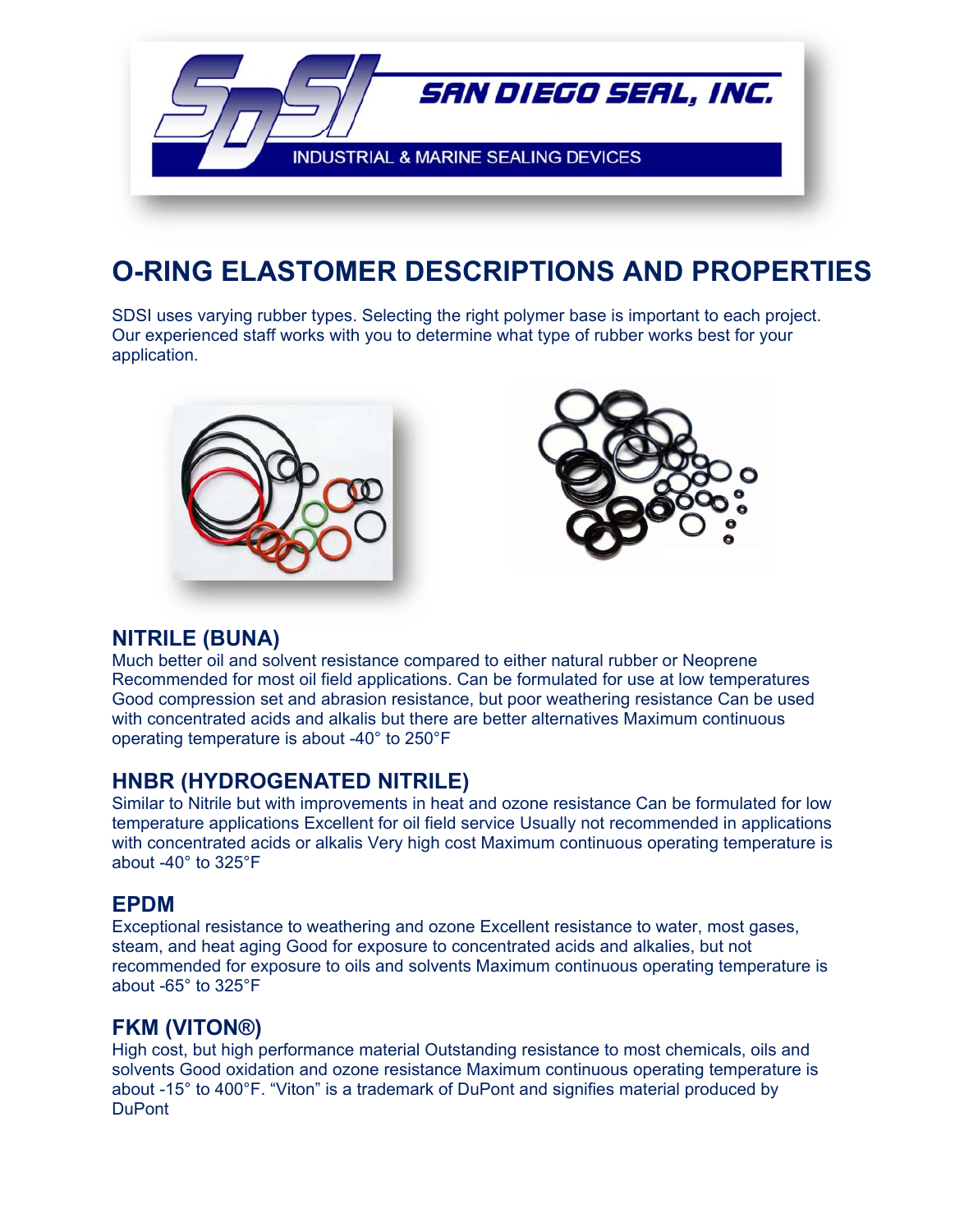SAN DIEGO SEAL, INC.

INDUSTRIAL & MARINE SEALING DEVICES

# O-RING ELASTOMER DESCRIPTIONS AND PROPERTIES

SDSI uses varying rubber types. Selecting the right polymer base is important to each project. Our experienced staff works with you to determine what type of rubber works best for your application.

## NITRILE (BUNA)

Much better oil and solvent resistance compared to either natural rubber or Neoprene Recommended for most oil field applications. Can be formulated for use at low temperatures Good compression set and abrasion resistance, but poor weathering resistance Can be used with concentrated acids and alkalis but there are better alternatives Maximum continuous operating temperature is about -40° to 250°F

## HNBR (HYDROGENATED NITRILE)

Similar to Nitrile but with improvements in heat and ozone resistance Can be formulated for low temperature applications Excellent for oil field service Usually not recommended in applications with concentrated acids or alkalis Very high cost Maximum continuous operating temperature is about -40° to 325°F

## EPDM

Exceptional resistance to weathering and ozone Excellent resistance to water, most gases, steam, and heat aging Good for exposure to concentrated acids and alkalies, but not recommended for exposure to oils and solvents Maximum continuous operating temperature is about -65° to 325°F

## FKM (VITON®)

High cost, but high performance material Outstanding resistance to most chemicals, oils and solvents Good oxidation and ozone resistance Maximum continuous operating temperature is about -15° to 400°F. "Viton" is a trademark of DuPont and signifies material produced by DuPont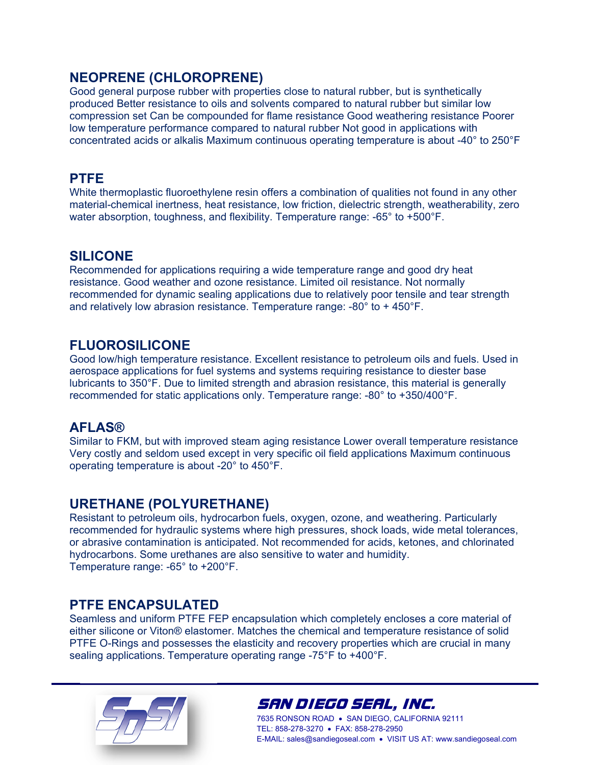## NEOPRENE (CHLOROPRENE)

Good general purpose rubber with properties close to natural rubber, but is synthetically produced Better resistance to oils and solvents compared to natural rubber but similar low compression set Can be compounded for flame resistance Good weathering resistance Poorer low temperature performance compared to natural rubber Not good in applications with concentrated acids or alkalis Maximum continuous operating temperature is about -40° to 250°F

## PTFE

White thermoplastic fluoroethylene resin offers a combination of qualities not found in any other material-chemical inertness, heat resistance, low friction, dielectric strength, weatherability, zero water absorption, toughness, and flexibility. Temperature range: -65° to +500°F.

## SILICONE

Recommended for applications requiring a wide temperature range and good dry heat resistance. Good weather and ozone resistance. Limited oil resistance. Not normally recommended for dynamic sealing applications due to relatively poor tensile and tear strength and relatively low abrasion resistance. Temperature range: -80° to + 450°F.

## FLUOROSILICONE

Good low/high temperature resistance. Excellent resistance to petroleum oils and fuels. Used in aerospace applications for fuel systems and systems requiring resistance to diester base lubricants to 350°F. Due to limited strength and abrasion resistance, this material is generally recommended for static applications only. Temperature range: -80° to +350/400°F.

## AFLAS®

Similar to FKM, but with improved steam aging resistance Lower overall temperature resistance Very costly and seldom used except in very specific oil field applications Maximum continuous operating temperature is about -20° to 450°F.

## URETHANE (POLYURETHANE)

Resistant to petroleum oils, hydrocarbon fuels, oxygen, ozone, and weathering. Particularly recommended for hydraulic systems where high pressures, shock loads, wide metal tolerances, or abrasive contamination is anticipated. Not recommended for acids, ketones, and chlorinated hydrocarbons. Some urethanes are also sensitive to water and humidity.
Temperature range: -65° to +200°F.

## PTFE ENCAPSULATED

Seamless and uniform PTFE FEP encapsulation which completely encloses a core material of either silicone or Viton® elastomer. Matches the chemical and temperature resistance of solid PTFE O-Rings and possesses the elasticity and recovery properties which are crucial in many sealing applications. Temperature operating range -75°F to +400°F.

SAN DIEGO SEAL, INC.
7635 RONSON ROAD • SAN DIEGO, CALIFORNIA 92111
TEL: 858-278-3270 • FAX: 858-278-2950
E-MAIL: sales@sandiegoseal.com • VISIT US AT: www.sandiegoseal.com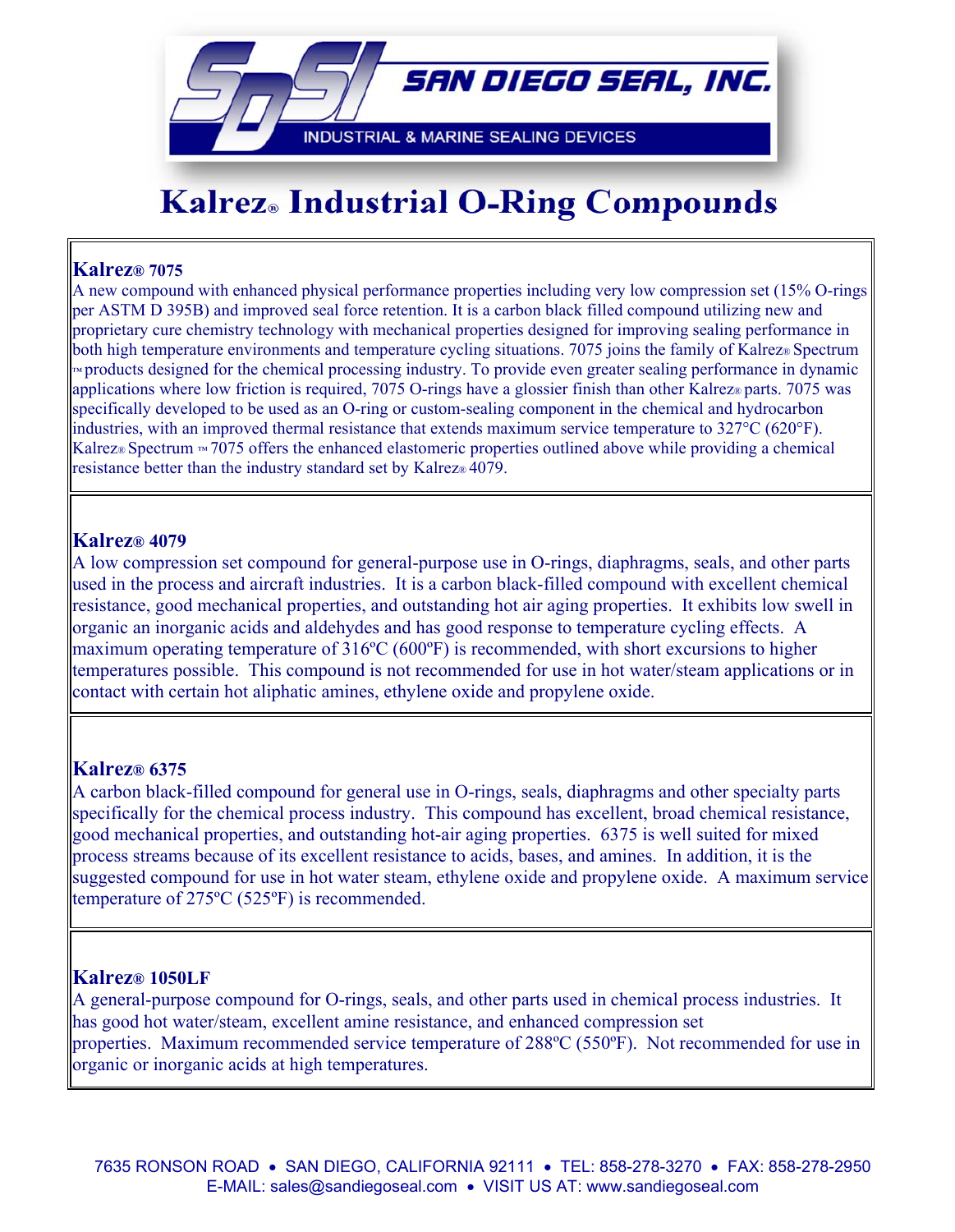# Kalrez® Industrial O-Ring Compounds

### Kalrez® 7075

A new compound with enhanced physical performance properties including very low compression set (15% O-rings per ASTM D 395B) and improved seal force retention. It is a carbon black filled compound utilizing new and proprietary cure chemistry technology with mechanical properties designed for improving sealing performance in both high temperature environments and temperature cycling situations. 7075 joins the family of Kalrez® Spectrum ™ products designed for the chemical processing industry. To provide even greater sealing performance in dynamic applications where low friction is required, 7075 O-rings have a glossier finish than other Kalrez® parts. 7075 was specifically developed to be used as an O-ring or custom-sealing component in the chemical and hydrocarbon industries, with an improved thermal resistance that extends maximum service temperature to 327°C (620°F). Kalrez® Spectrum ™ 7075 offers the enhanced elastomeric properties outlined above while providing a chemical resistance better than the industry standard set by Kalrez® 4079.

### Kalrez® 4079

A low compression set compound for general-purpose use in O-rings, diaphragms, seals, and other parts used in the process and aircraft industries. It is a carbon black-filled compound with excellent chemical resistance, good mechanical properties, and outstanding hot air aging properties. It exhibits low swell in organic an inorganic acids and aldehydes and has good response to temperature cycling effects. A maximum operating temperature of 316ºC (600ºF) is recommended, with short excursions to higher temperatures possible. This compound is not recommended for use in hot water/steam applications or in contact with certain hot aliphatic amines, ethylene oxide and propylene oxide.

### Kalrez® 6375

A carbon black-filled compound for general use in O-rings, seals, diaphragms and other specialty parts specifically for the chemical process industry. This compound has excellent, broad chemical resistance, good mechanical properties, and outstanding hot-air aging properties. 6375 is well suited for mixed process streams because of its excellent resistance to acids, bases, and amines. In addition, it is the suggested compound for use in hot water steam, ethylene oxide and propylene oxide. A maximum service temperature of 275ºC (525ºF) is recommended.

### Kalrez® 1050LF

A general-purpose compound for O-rings, seals, and other parts used in chemical process industries. It has good hot water/steam, excellent amine resistance, and enhanced compression set properties. Maximum recommended service temperature of 288ºC (550ºF). Not recommended for use in organic or inorganic acids at high temperatures.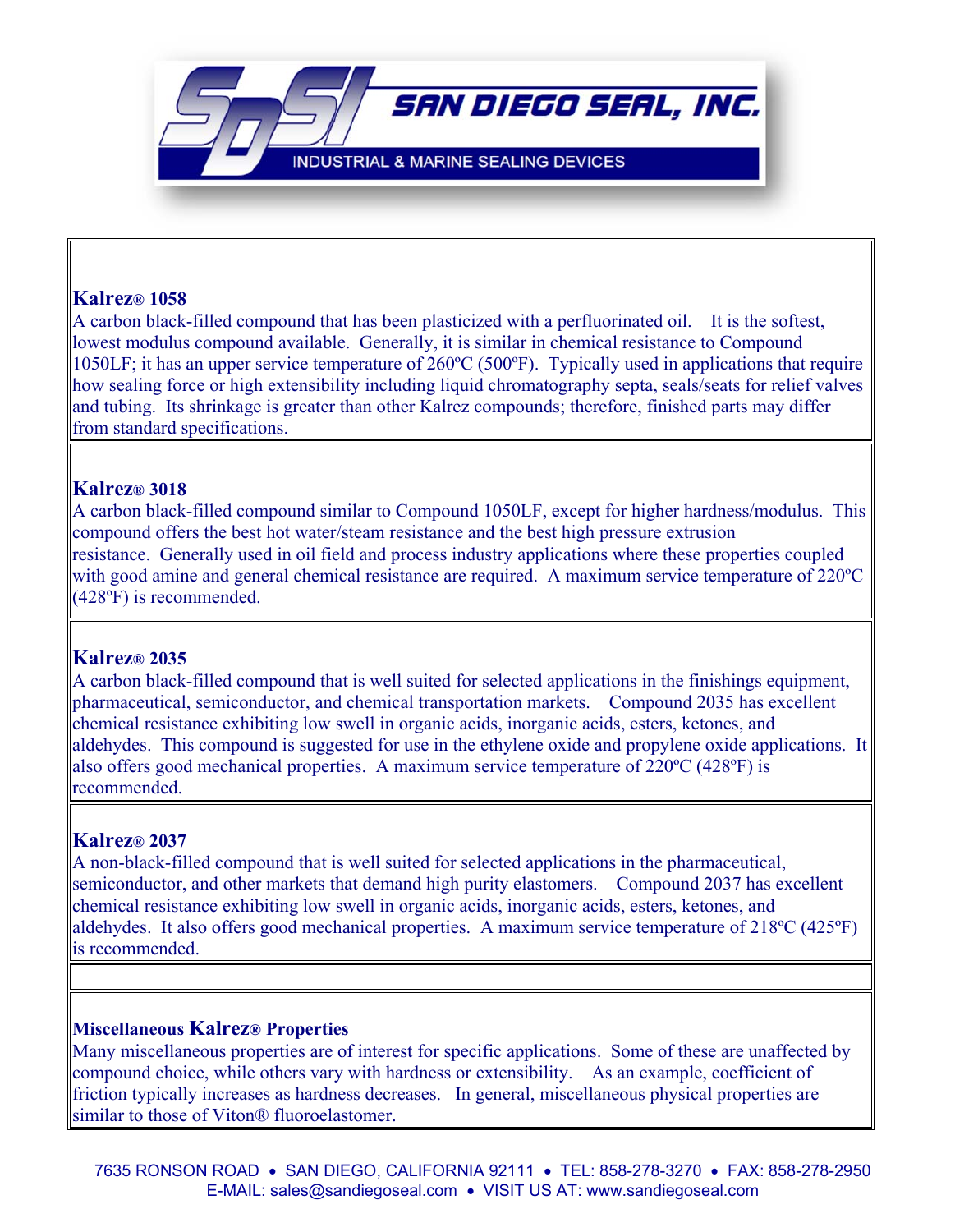### Kalrez® 1058

A carbon black-filled compound that has been plasticized with a perfluorinated oil. It is the softest, lowest modulus compound available. Generally, it is similar in chemical resistance to Compound 1050LF; it has an upper service temperature of 260ºC (500ºF). Typically used in applications that require how sealing force or high extensibility including liquid chromatography septa, seals/seats for relief valves and tubing. Its shrinkage is greater than other Kalrez compounds; therefore, finished parts may differ from standard specifications.

### Kalrez® 3018

A carbon black-filled compound similar to Compound 1050LF, except for higher hardness/modulus. This compound offers the best hot water/steam resistance and the best high pressure extrusion resistance. Generally used in oil field and process industry applications where these properties coupled with good amine and general chemical resistance are required. A maximum service temperature of 220ºC (428ºF) is recommended.

### Kalrez® 2035

A carbon black-filled compound that is well suited for selected applications in the finishings equipment, pharmaceutical, semiconductor, and chemical transportation markets. Compound 2035 has excellent chemical resistance exhibiting low swell in organic acids, inorganic acids, esters, ketones, and aldehydes. This compound is suggested for use in the ethylene oxide and propylene oxide applications. It also offers good mechanical properties. A maximum service temperature of 220ºC (428ºF) is recommended.

### Kalrez® 2037

A non-black-filled compound that is well suited for selected applications in the pharmaceutical, semiconductor, and other markets that demand high purity elastomers. Compound 2037 has excellent chemical resistance exhibiting low swell in organic acids, inorganic acids, esters, ketones, and aldehydes. It also offers good mechanical properties. A maximum service temperature of 218ºC (425ºF) is recommended.

### Miscellaneous Kalrez® Properties

Many miscellaneous properties are of interest for specific applications. Some of these are unaffected by compound choice, while others vary with hardness or extensibility. As an example, coefficient of friction typically increases as hardness decreases. In general, miscellaneous physical properties are similar to those of Viton® fluoroelastomer.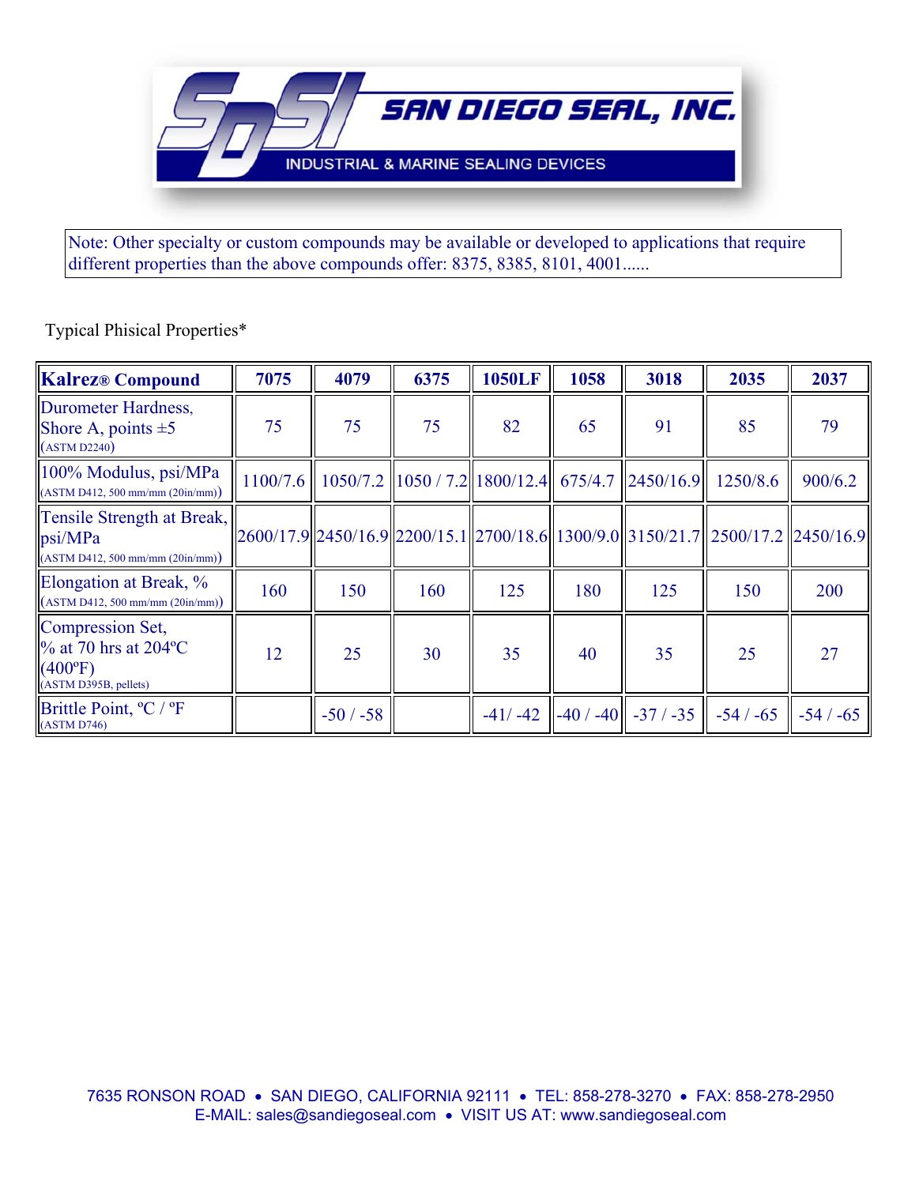Note: Other specialty or custom compounds may be available or developed to applications that require different properties than the above compounds offer: 8375, 8385, 8101, 4001......

Typical Phisical Properties*

| **Kalrez® Compound** | **7075** | **4079** | **6375** | **1050LF** | **1058** | **3018** | **2035** | **2037** |
|---|---|---|---|---|---|---|---|---|
| Durometer Hardness, Shore A, points ±5 (ASTM D2240) | 75 | 75 | 75 | 82 | 65 | 91 | 85 | 79 |
| 100% Modulus, psi/MPa (ASTM D412, 500 mm/mm (20in/mm)) | 1100/7.6 | 1050/7.2 | 1050 / 7.2 | 1800/12.4 | 675/4.7 | 2450/16.9 | 1250/8.6 | 900/6.2 |
| Tensile Strength at Break, psi/MPa (ASTM D412, 500 mm/mm (20in/mm)) | 2600/17.9 | 2450/16.9 | 2200/15.1 | 2700/18.6 | 1300/9.0 | 3150/21.7 | 2500/17.2 | 2450/16.9 |
| Elongation at Break, % (ASTM D412, 500 mm/mm (20in/mm)) | 160 | 150 | 160 | 125 | 180 | 125 | 150 | 200 |
| Compression Set, % at 70 hrs at 204ºC (400ºF) (ASTM D395B, pellets) | 12 | 25 | 30 | 35 | 40 | 35 | 25 | 27 |
| Brittle Point, ºC / ºF (ASTM D746) | | -50 / -58 | | -41/ -42 | -40 / -40 | -37 / -35 | -54 / -65 | -54 / -65 |

7635 RONSON ROAD • SAN DIEGO, CALIFORNIA 92111 • TEL: 858-278-3270 • FAX: 858-278-2950
E-MAIL: sales@sandiegoseal.com • VISIT US AT: www.sandiegoseal.com